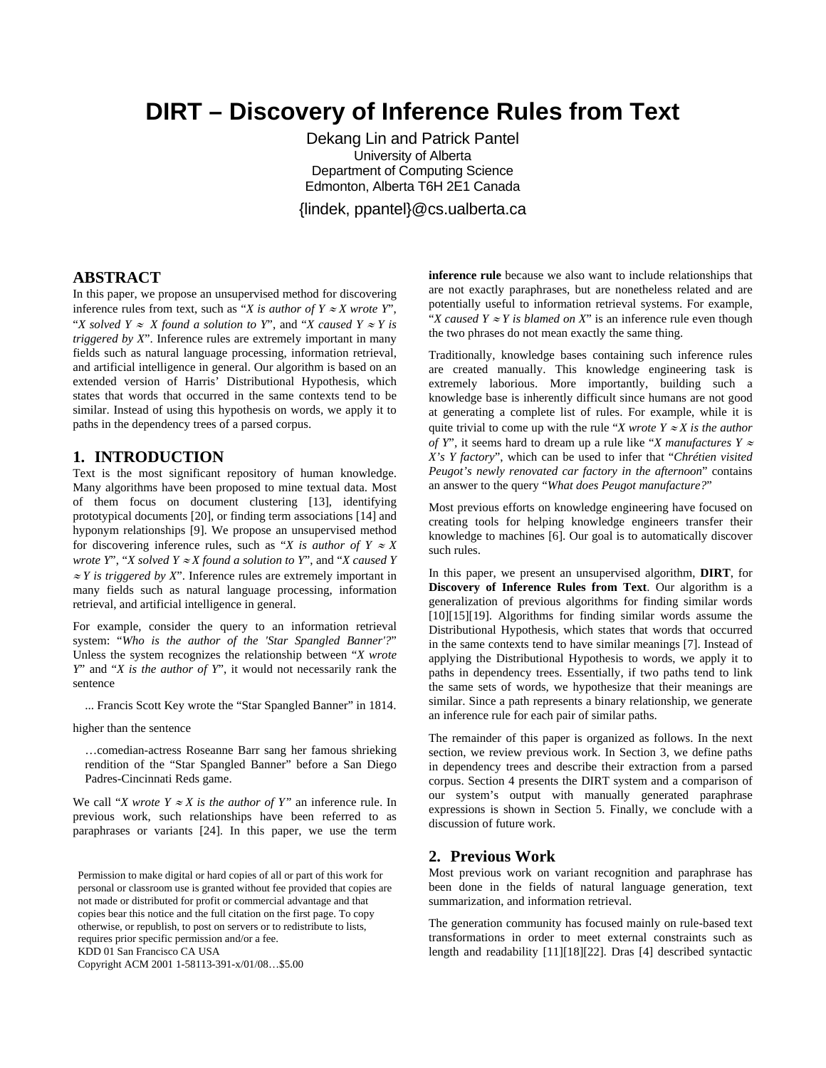# DIRT – Discovery of Inference Rules from Text

Dekang Lin and Patrick Pantel
University of Alberta
Department of Computing Science
Edmonton, Alberta T6H 2E1 Canada

{lindek, ppantel}@cs.ualberta.ca

## ABSTRACT

In this paper, we propose an unsupervised method for discovering inference rules from text, such as "*X is author of Y ≈ X wrote Y*", "*X solved Y ≈ X found a solution to Y*", and "*X caused Y ≈ Y is triggered by X*". Inference rules are extremely important in many fields such as natural language processing, information retrieval, and artificial intelligence in general. Our algorithm is based on an extended version of Harris' Distributional Hypothesis, which states that words that occurred in the same contexts tend to be similar. Instead of using this hypothesis on words, we apply it to paths in the dependency trees of a parsed corpus.

## 1. INTRODUCTION

Text is the most significant repository of human knowledge. Many algorithms have been proposed to mine textual data. Most of them focus on document clustering [13], identifying prototypical documents [20], or finding term associations [14] and hyponym relationships [9]. We propose an unsupervised method for discovering inference rules, such as "*X is author of Y ≈ X wrote Y*", "*X solved Y ≈ X found a solution to Y*", and "*X caused Y ≈ Y is triggered by X*". Inference rules are extremely important in many fields such as natural language processing, information retrieval, and artificial intelligence in general.

For example, consider the query to an information retrieval system: "*Who is the author of the 'Star Spangled Banner'?*" Unless the system recognizes the relationship between "*X wrote Y*" and "*X is the author of Y*", it would not necessarily rank the sentence

> ... Francis Scott Key wrote the "Star Spangled Banner" in 1814.

higher than the sentence

> …comedian-actress Roseanne Barr sang her famous shrieking rendition of the "Star Spangled Banner" before a San Diego Padres-Cincinnati Reds game.

We call "*X wrote Y ≈ X is the author of Y*" an inference rule. In previous work, such relationships have been referred to as paraphrases or variants [24]. In this paper, we use the term **inference rule** because we also want to include relationships that are not exactly paraphrases, but are nonetheless related and are potentially useful to information retrieval systems. For example, "*X caused Y ≈ Y is blamed on X*" is an inference rule even though the two phrases do not mean exactly the same thing.

Traditionally, knowledge bases containing such inference rules are created manually. This knowledge engineering task is extremely laborious. More importantly, building such a knowledge base is inherently difficult since humans are not good at generating a complete list of rules. For example, while it is quite trivial to come up with the rule "*X wrote Y ≈ X is the author of Y*", it seems hard to dream up a rule like "*X manufactures Y ≈ X's Y factory*", which can be used to infer that "*Chrétien visited Peugot's newly renovated car factory in the afternoon*" contains an answer to the query "*What does Peugot manufacture?*"

Most previous efforts on knowledge engineering have focused on creating tools for helping knowledge engineers transfer their knowledge to machines [6]. Our goal is to automatically discover such rules.

In this paper, we present an unsupervised algorithm, **DIRT**, for **Discovery of Inference Rules from Text**. Our algorithm is a generalization of previous algorithms for finding similar words [10][15][19]. Algorithms for finding similar words assume the Distributional Hypothesis, which states that words that occurred in the same contexts tend to have similar meanings [7]. Instead of applying the Distributional Hypothesis to words, we apply it to paths in dependency trees. Essentially, if two paths tend to link the same sets of words, we hypothesize that their meanings are similar. Since a path represents a binary relationship, we generate an inference rule for each pair of similar paths.

The remainder of this paper is organized as follows. In the next section, we review previous work. In Section 3, we define paths in dependency trees and describe their extraction from a parsed corpus. Section 4 presents the DIRT system and a comparison of our system's output with manually generated paraphrase expressions is shown in Section 5. Finally, we conclude with a discussion of future work.

## 2. Previous Work

Most previous work on variant recognition and paraphrase has been done in the fields of natural language generation, text summarization, and information retrieval.

The generation community has focused mainly on rule-based text transformations in order to meet external constraints such as length and readability [11][18][22]. Dras [4] described syntactic

Permission to make digital or hard copies of all or part of this work for personal or classroom use is granted without fee provided that copies are not made or distributed for profit or commercial advantage and that copies bear this notice and the full citation on the first page. To copy otherwise, or republish, to post on servers or to redistribute to lists, requires prior specific permission and/or a fee.
KDD 01 San Francisco CA USA
Copyright ACM 2001 1-58113-391-x/01/08…$5.00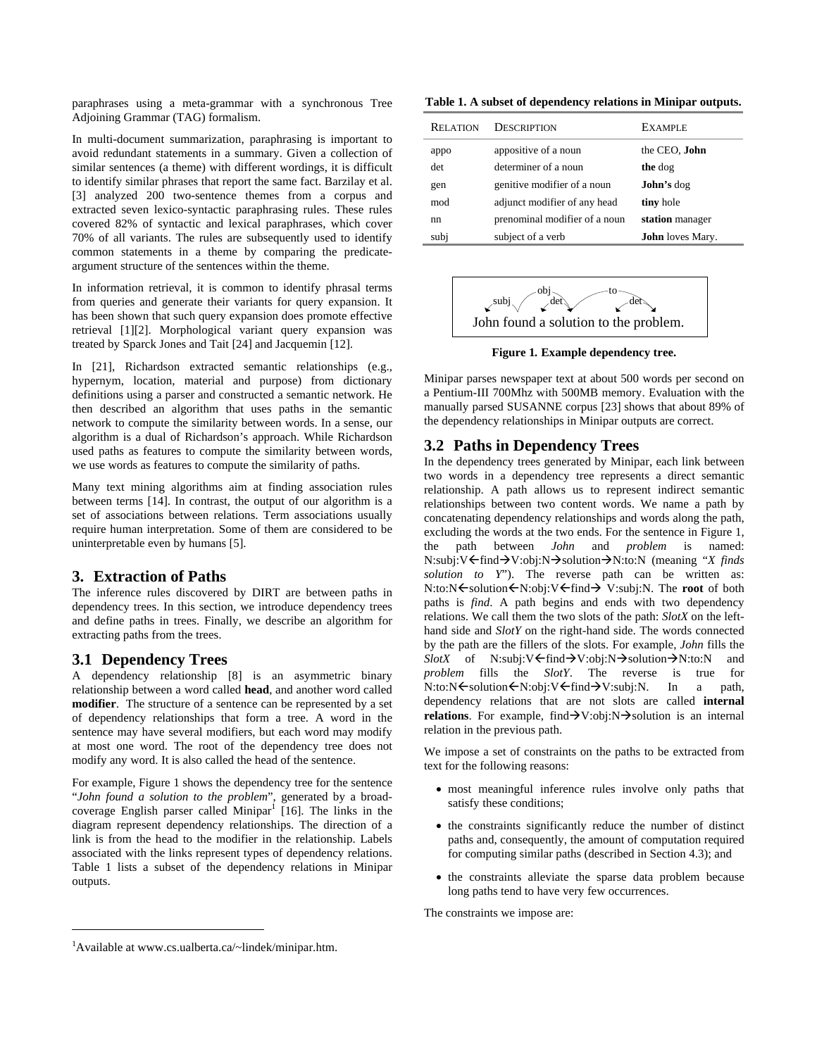paraphrases using a meta-grammar with a synchronous Tree Adjoining Grammar (TAG) formalism.

In multi-document summarization, paraphrasing is important to avoid redundant statements in a summary. Given a collection of similar sentences (a theme) with different wordings, it is difficult to identify similar phrases that report the same fact. Barzilay et al. [3] analyzed 200 two-sentence themes from a corpus and extracted seven lexico-syntactic paraphrasing rules. These rules covered 82% of syntactic and lexical paraphrases, which cover 70% of all variants. The rules are subsequently used to identify common statements in a theme by comparing the predicate-argument structure of the sentences within the theme.

In information retrieval, it is common to identify phrasal terms from queries and generate their variants for query expansion. It has been shown that such query expansion does promote effective retrieval [1][2]. Morphological variant query expansion was treated by Sparck Jones and Tait [24] and Jacquemin [12].

In [21], Richardson extracted semantic relationships (e.g., hypernym, location, material and purpose) from dictionary definitions using a parser and constructed a semantic network. He then described an algorithm that uses paths in the semantic network to compute the similarity between words. In a sense, our algorithm is a dual of Richardson's approach. While Richardson used paths as features to compute the similarity between words, we use words as features to compute the similarity of paths.

Many text mining algorithms aim at finding association rules between terms [14]. In contrast, the output of our algorithm is a set of associations between relations. Term associations usually require human interpretation. Some of them are considered to be uninterpretable even by humans [5].

# 3. Extraction of Paths

The inference rules discovered by DIRT are between paths in dependency trees. In this section, we introduce dependency trees and define paths in trees. Finally, we describe an algorithm for extracting paths from the trees.

## 3.1 Dependency Trees

A dependency relationship [8] is an asymmetric binary relationship between a word called **head**, and another word called **modifier**. The structure of a sentence can be represented by a set of dependency relationships that form a tree. A word in the sentence may have several modifiers, but each word may modify at most one word. The root of the dependency tree does not modify any word. It is also called the head of the sentence.

For example, Figure 1 shows the dependency tree for the sentence "*John found a solution to the problem*", generated by a broad-coverage English parser called Minipar[1] [16]. The links in the diagram represent dependency relationships. The direction of a link is from the head to the modifier in the relationship. Labels associated with the links represent types of dependency relations. Table 1 lists a subset of the dependency relations in Minipar outputs.

[1]Available at www.cs.ualberta.ca/~lindek/minipar.htm.

**Table 1. A subset of dependency relations in Minipar outputs.**

| RELATION | DESCRIPTION | EXAMPLE |
|---|---|---|
| appo | appositive of a noun | the CEO, **John** |
| det | determiner of a noun | **the** dog |
| gen | genitive modifier of a noun | **John's** dog |
| mod | adjunct modifier of any head | **tiny** hole |
| nn | prenominal modifier of a noun | **station** manager |
| subj | subject of a verb | **John** loves Mary. |

John found a solution to the problem.

**Figure 1. Example dependency tree.**

Minipar parses newspaper text at about 500 words per second on a Pentium-III 700Mhz with 500MB memory. Evaluation with the manually parsed SUSANNE corpus [23] shows that about 89% of the dependency relationships in Minipar outputs are correct.

## 3.2 Paths in Dependency Trees

In the dependency trees generated by Minipar, each link between two words in a dependency tree represents a direct semantic relationship. A path allows us to represent indirect semantic relationships between two content words. We name a path by concatenating dependency relationships and words along the path, excluding the words at the two ends. For the sentence in Figure 1, the path between *John* and *problem* is named: N:subj:V←find→V:obj:N→solution→N:to:N (meaning "*X finds solution to Y*"). The reverse path can be written as: N:to:N←solution←N:obj:V←find→ V:subj:N. The **root** of both paths is *find*. A path begins and ends with two dependency relations. We call them the two slots of the path: *SlotX* on the left-hand side and *SlotY* on the right-hand side. The words connected by the path are the fillers of the slots. For example, *John* fills the *SlotX* of N:subj:V←find→V:obj:N→solution→N:to:N and *problem* fills the *SlotY*. The reverse is true for N:to:N←solution←N:obj:V←find→V:subj:N. In a path, dependency relations that are not slots are called **internal relations**. For example, find→V:obj:N→solution is an internal relation in the previous path.

We impose a set of constraints on the paths to be extracted from text for the following reasons:

- most meaningful inference rules involve only paths that satisfy these conditions;
- the constraints significantly reduce the number of distinct paths and, consequently, the amount of computation required for computing similar paths (described in Section 4.3); and
- the constraints alleviate the sparse data problem because long paths tend to have very few occurrences.

The constraints we impose are: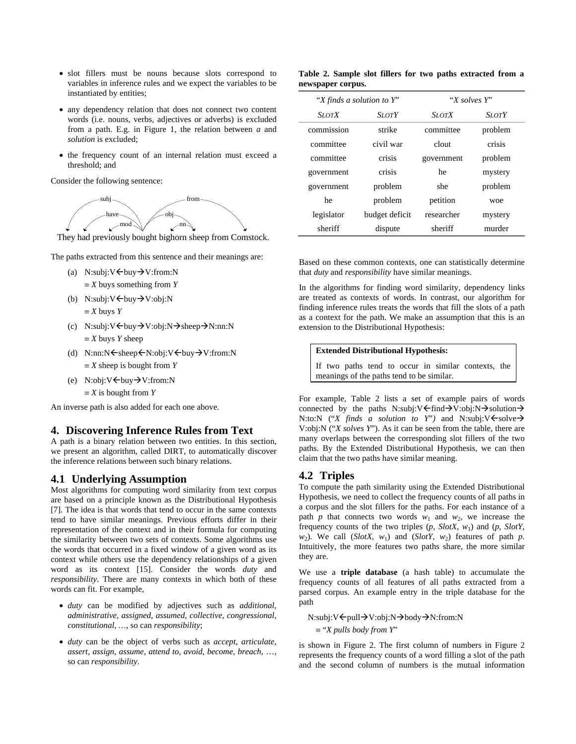- slot fillers must be nouns because slots correspond to variables in inference rules and we expect the variables to be instantiated by entities;
- any dependency relation that does not connect two content words (i.e. nouns, verbs, adjectives or adverbs) is excluded from a path. E.g. in Figure 1, the relation between *a* and *solution* is excluded;
- the frequency count of an internal relation must exceed a threshold; and

Consider the following sentence:

subj
from
have
obj
mod
nn

They had previously bought bighorn sheep from Comstock.

The paths extracted from this sentence and their meanings are:

(a) N:subj:V←buy→V:from:N
 ≡ *X* buys something from *Y*

(b) N:subj:V←buy→V:obj:N
 ≡ *X* buys *Y*

(c) N:subj:V←buy→V:obj:N→sheep→N:nn:N
 ≡ *X* buys *Y* sheep

(d) N:nn:N←sheep←N:obj:V←buy→V:from:N
 ≡ *X* sheep is bought from *Y*

(e) N:obj:V←buy→V:from:N
 ≡ *X* is bought from *Y*

An inverse path is also added for each one above.

## 4. Discovering Inference Rules from Text

A path is a binary relation between two entities. In this section, we present an algorithm, called DIRT, to automatically discover the inference relations between such binary relations.

### 4.1 Underlying Assumption

Most algorithms for computing word similarity from text corpus are based on a principle known as the Distributional Hypothesis [7]. The idea is that words that tend to occur in the same contexts tend to have similar meanings. Previous efforts differ in their representation of the context and in their formula for computing the similarity between two sets of contexts. Some algorithms use the words that occurred in a fixed window of a given word as its context while others use the dependency relationships of a given word as its context [15]. Consider the words *duty* and *responsibility*. There are many contexts in which both of these words can fit. For example,

- *duty* can be modified by adjectives such as *additional*, *administrative*, *assigned*, *assumed*, *collective*, *congressional*, *constitutional*, …, so can *responsibility*;
- *duty* can be the object of verbs such as *accept*, *articulate*, *assert*, *assign*, *assume*, *attend to*, *avoid*, *become*, *breach*, …, so can *responsibility*.

**Table 2. Sample slot fillers for two paths extracted from a newspaper corpus.**

| "*X finds a solution to Y*" | | "*X solves Y*" | |
|---|---|---|---|
| *SlotX* | *SlotY* | *SlotX* | *SlotY* |
| commission | strike | committee | problem |
| committee | civil war | clout | crisis |
| committee | crisis | government | problem |
| government | crisis | he | mystery |
| government | problem | she | problem |
| he | problem | petition | woe |
| legislator | budget deficit | researcher | mystery |
| sheriff | dispute | sheriff | murder |

Based on these common contexts, one can statistically determine that *duty* and *responsibility* have similar meanings.

In the algorithms for finding word similarity, dependency links are treated as contexts of words. In contrast, our algorithm for finding inference rules treats the words that fill the slots of a path as a context for the path. We make an assumption that this is an extension to the Distributional Hypothesis:

> **Extended Distributional Hypothesis:**
>
> If two paths tend to occur in similar contexts, the meanings of the paths tend to be similar.

For example, Table 2 lists a set of example pairs of words connected by the paths N:subj:V←find→V:obj:N→solution→N:to:N ("*X finds a solution to Y*") and N:subj:V←solve→V:obj:N ("*X solves Y*"). As it can be seen from the table, there are many overlaps between the corresponding slot fillers of the two paths. By the Extended Distributional Hypothesis, we can then claim that the two paths have similar meaning.

### 4.2 Triples

To compute the path similarity using the Extended Distributional Hypothesis, we need to collect the frequency counts of all paths in a corpus and the slot fillers for the paths. For each instance of a path $p$ that connects two words $w_1$ and $w_2$, we increase the frequency counts of the two triples ($p$, *SlotX*, $w_1$) and ($p$, *SlotY*, $w_2$). We call (*SlotX*, $w_1$) and (*SlotY*, $w_2$) features of path $p$. Intuitively, the more features two paths share, the more similar they are.

We use a **triple database** (a hash table) to accumulate the frequency counts of all features of all paths extracted from a parsed corpus. An example entry in the triple database for the path

N:subj:V←pull→V:obj:N→body→N:from:N
 ≡ "*X pulls body from Y*"

is shown in Figure 2. The first column of numbers in Figure 2 represents the frequency counts of a word filling a slot of the path and the second column of numbers is the mutual information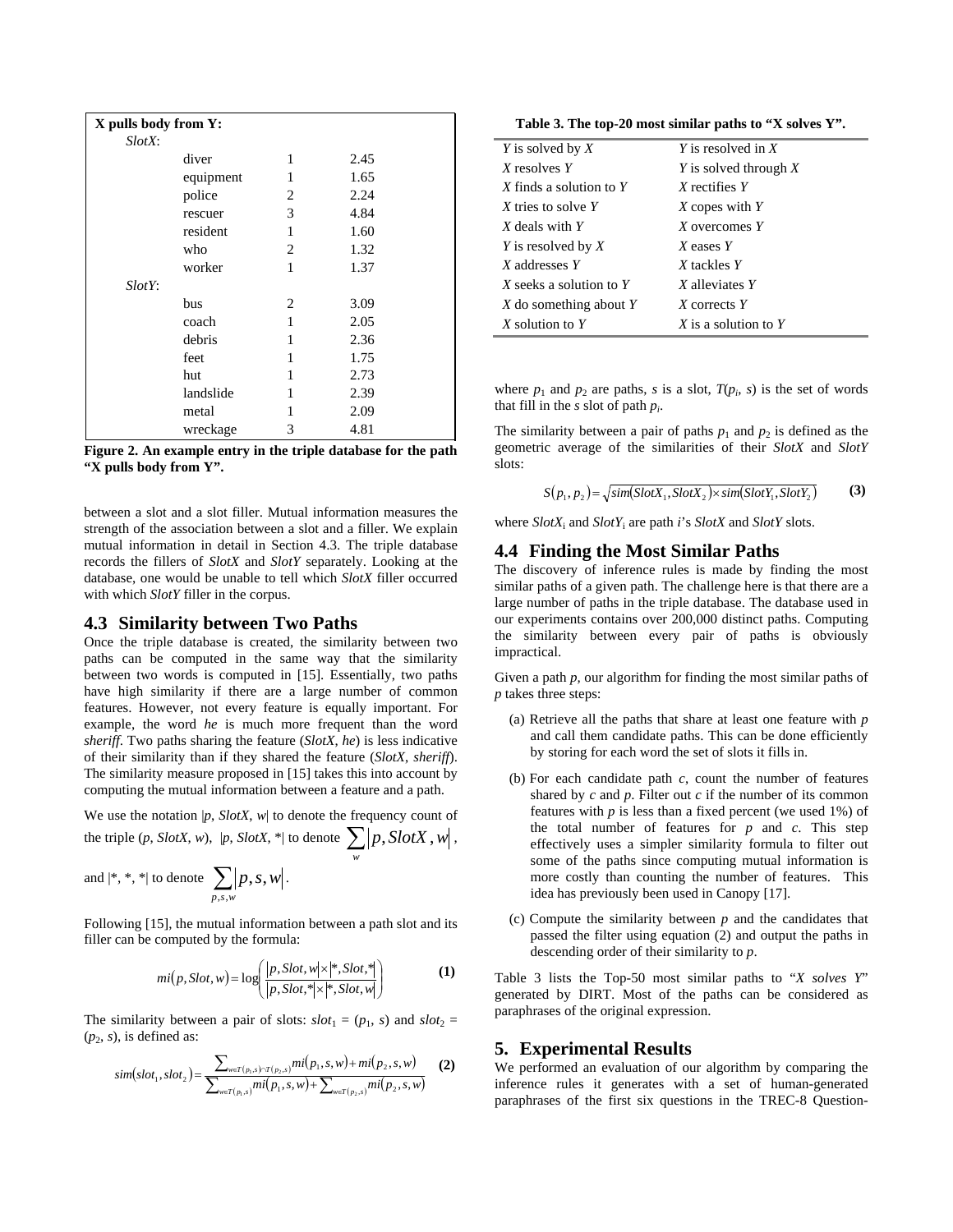| X pulls body from Y: | | | |
|---|---|---|---|
| *SlotX*: | | | |
| | diver | 1 | 2.45 |
| | equipment | 1 | 1.65 |
| | police | 2 | 2.24 |
| | rescuer | 3 | 4.84 |
| | resident | 1 | 1.60 |
| | who | 2 | 1.32 |
| | worker | 1 | 1.37 |
| *SlotY*: | | | |
| | bus | 2 | 3.09 |
| | coach | 1 | 2.05 |
| | debris | 1 | 2.36 |
| | feet | 1 | 1.75 |
| | hut | 1 | 2.73 |
| | landslide | 1 | 2.39 |
| | metal | 1 | 2.09 |
| | wreckage | 3 | 4.81 |

**Figure 2. An example entry in the triple database for the path "X pulls body from Y".**

between a slot and a slot filler. Mutual information measures the strength of the association between a slot and a filler. We explain mutual information in detail in Section 4.3. The triple database records the fillers of *SlotX* and *SlotY* separately. Looking at the database, one would be unable to tell which *SlotX* filler occurred with which *SlotY* filler in the corpus.

## 4.3 Similarity between Two Paths

Once the triple database is created, the similarity between two paths can be computed in the same way that the similarity between two words is computed in [15]. Essentially, two paths have high similarity if there are a large number of common features. However, not every feature is equally important. For example, the word *he* is much more frequent than the word *sheriff*. Two paths sharing the feature (*SlotX*, *he*) is less indicative of their similarity than if they shared the feature (*SlotX*, *sheriff*). The similarity measure proposed in [15] takes this into account by computing the mutual information between a feature and a path.

We use the notation $|p, SlotX, w|$ to denote the frequency count of the triple $(p, SlotX, w)$, $|p, SlotX, *|$ to denote $\sum_w |p, SlotX, w|$, and $|*, *, *|$ to denote $\sum_{p,s,w} |p, s, w|$.

Following [15], the mutual information between a path slot and its filler can be computed by the formula:

$$mi(p, Slot, w) = \log\left(\frac{|p, Slot, w| \times |*, Slot, *|}{|p, Slot, *| \times |*, Slot, w|}\right) \quad \textbf{(1)}$$

The similarity between a pair of slots: $slot_1 = (p_1, s)$ and $slot_2 = (p_2, s)$, is defined as:

$$sim(slot_1, slot_2) = \frac{\sum_{w \in T(p_1,s) \cap T(p_2,s)} mi(p_1, s, w) + mi(p_2, s, w)}{\sum_{w \in T(p_1,s)} mi(p_1, s, w) + \sum_{w \in T(p_2,s)} mi(p_2, s, w)} \quad \textbf{(2)}$$

where $p_1$ and $p_2$ are paths, $s$ is a slot, $T(p_i, s)$ is the set of words that fill in the $s$ slot of path $p_i$.

The similarity between a pair of paths $p_1$ and $p_2$ is defined as the geometric average of the similarities of their *SlotX* and *SlotY* slots:

$$S(p_1, p_2) = \sqrt{sim(SlotX_1, SlotX_2) \times sim(SlotY_1, SlotY_2)} \quad \textbf{(3)}$$

where $SlotX_i$ and $SlotY_i$ are path $i$'s *SlotX* and *SlotY* slots.

**Table 3. The top-20 most similar paths to "X solves Y".**

| | |
|---|---|
| *Y* is solved by *X* | *Y* is resolved in *X* |
| *X* resolves *Y* | *Y* is solved through *X* |
| *X* finds a solution to *Y* | *X* rectifies *Y* |
| *X* tries to solve *Y* | *X* copes with *Y* |
| *X* deals with *Y* | *X* overcomes *Y* |
| *Y* is resolved by *X* | *X* eases *Y* |
| *X* addresses *Y* | *X* tackles *Y* |
| *X* seeks a solution to *Y* | *X* alleviates *Y* |
| *X* do something about *Y* | *X* corrects *Y* |
| *X* solution to *Y* | *X* is a solution to *Y* |

## 4.4 Finding the Most Similar Paths

The discovery of inference rules is made by finding the most similar paths of a given path. The challenge here is that there are a large number of paths in the triple database. The database used in our experiments contains over 200,000 distinct paths. Computing the similarity between every pair of paths is obviously impractical.

Given a path *p*, our algorithm for finding the most similar paths of *p* takes three steps:

(a) Retrieve all the paths that share at least one feature with *p* and call them candidate paths. This can be done efficiently by storing for each word the set of slots it fills in.

(b) For each candidate path *c*, count the number of features shared by *c* and *p*. Filter out *c* if the number of its common features with *p* is less than a fixed percent (we used 1%) of the total number of features for *p* and *c*. This step effectively uses a simpler similarity formula to filter out some of the paths since computing mutual information is more costly than counting the number of features. This idea has previously been used in Canopy [17].

(c) Compute the similarity between *p* and the candidates that passed the filter using equation (2) and output the paths in descending order of their similarity to *p*.

Table 3 lists the Top-50 most similar paths to "*X solves Y*" generated by DIRT. Most of the paths can be considered as paraphrases of the original expression.

# 5. Experimental Results

We performed an evaluation of our algorithm by comparing the inference rules it generates with a set of human-generated paraphrases of the first six questions in the TREC-8 Question-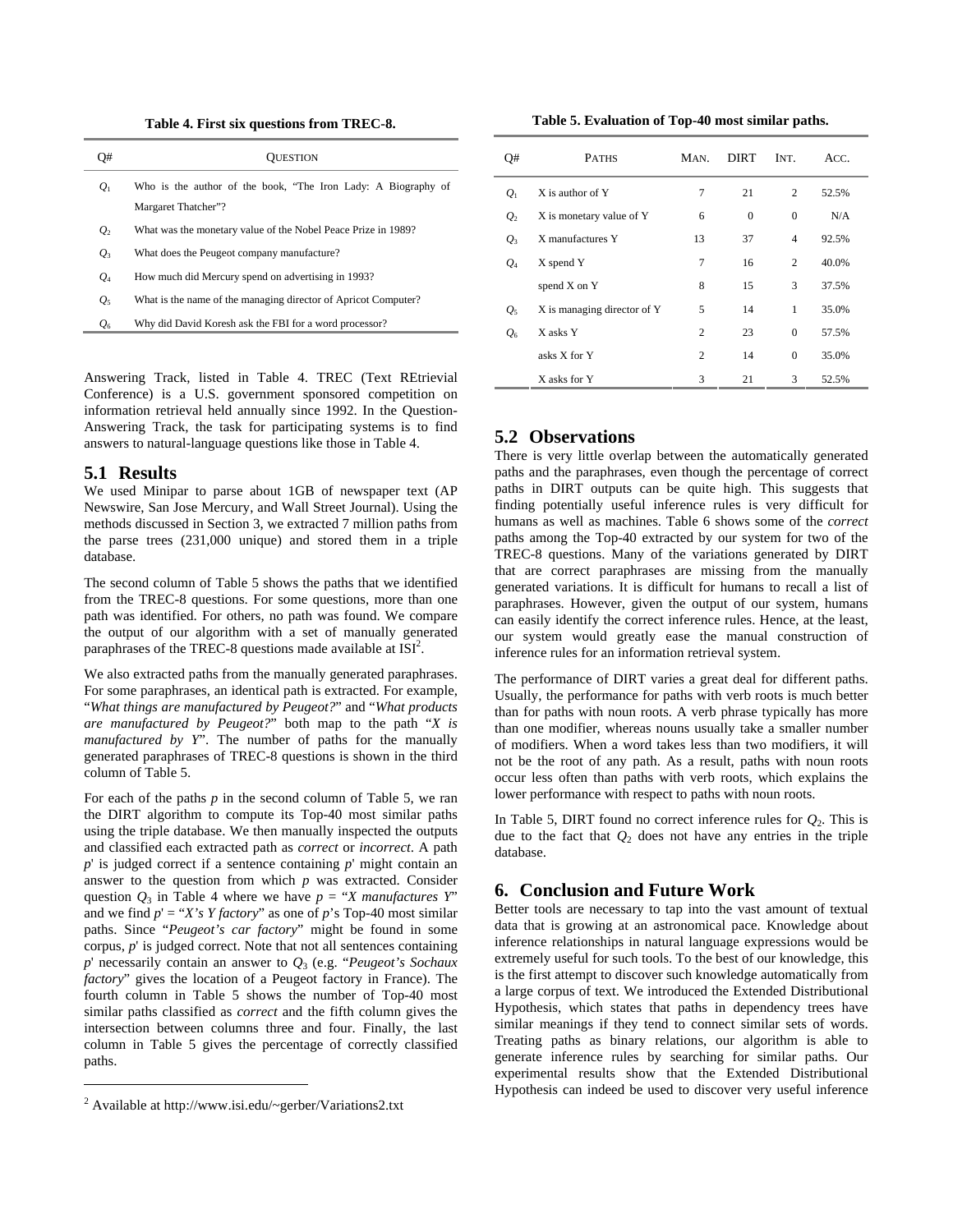**Table 4. First six questions from TREC-8.**

| Q# | Question |
|---|---|
| $Q_1$ | Who is the author of the book, "The Iron Lady: A Biography of Margaret Thatcher"? |
| $Q_2$ | What was the monetary value of the Nobel Peace Prize in 1989? |
| $Q_3$ | What does the Peugeot company manufacture? |
| $Q_4$ | How much did Mercury spend on advertising in 1993? |
| $Q_5$ | What is the name of the managing director of Apricot Computer? |
| $Q_6$ | Why did David Koresh ask the FBI for a word processor? |

Answering Track, listed in Table 4. TREC (Text REtrievial Conference) is a U.S. government sponsored competition on information retrieval held annually since 1992. In the Question-Answering Track, the task for participating systems is to find answers to natural-language questions like those in Table 4.

## 5.1 Results

We used Minipar to parse about 1GB of newspaper text (AP Newswire, San Jose Mercury, and Wall Street Journal). Using the methods discussed in Section 3, we extracted 7 million paths from the parse trees (231,000 unique) and stored them in a triple database.

The second column of Table 5 shows the paths that we identified from the TREC-8 questions. For some questions, more than one path was identified. For others, no path was found. We compare the output of our algorithm with a set of manually generated paraphrases of the TREC-8 questions made available at ISI[2].

We also extracted paths from the manually generated paraphrases. For some paraphrases, an identical path is extracted. For example, "*What things are manufactured by Peugeot?*" and "*What products are manufactured by Peugeot?*" both map to the path "*X is manufactured by Y*". The number of paths for the manually generated paraphrases of TREC-8 questions is shown in the third column of Table 5.

For each of the paths $p$ in the second column of Table 5, we ran the DIRT algorithm to compute its Top-40 most similar paths using the triple database. We then manually inspected the outputs and classified each extracted path as *correct* or *incorrect*. A path $p'$ is judged correct if a sentence containing $p'$ might contain an answer to the question from which $p$ was extracted. Consider question $Q_3$ in Table 4 where we have $p$ = "*X manufactures Y*" and we find $p'$ = "*X's Y factory*" as one of $p$'s Top-40 most similar paths. Since "*Peugeot's car factory*" might be found in some corpus, $p'$ is judged correct. Note that not all sentences containing $p'$ necessarily contain an answer to $Q_3$ (e.g. "*Peugeot's Sochaux factory*" gives the location of a Peugeot factory in France). The fourth column in Table 5 shows the number of Top-40 most similar paths classified as *correct* and the fifth column gives the intersection between columns three and four. Finally, the last column in Table 5 gives the percentage of correctly classified paths.

[2] Available at http://www.isi.edu/~gerber/Variations2.txt

**Table 5. Evaluation of Top-40 most similar paths.**

| Q# | Paths | Man. | DIRT | Int. | Acc. |
|---|---|---|---|---|---|
| $Q_1$ | X is author of Y | 7 | 21 | 2 | 52.5% |
| $Q_2$ | X is monetary value of Y | 6 | 0 | 0 | N/A |
| $Q_3$ | X manufactures Y | 13 | 37 | 4 | 92.5% |
| $Q_4$ | X spend Y | 7 | 16 | 2 | 40.0% |
| | spend X on Y | 8 | 15 | 3 | 37.5% |
| $Q_5$ | X is managing director of Y | 5 | 14 | 1 | 35.0% |
| $Q_6$ | X asks Y | 2 | 23 | 0 | 57.5% |
| | asks X for Y | 2 | 14 | 0 | 35.0% |
| | X asks for Y | 3 | 21 | 3 | 52.5% |

## 5.2 Observations

There is very little overlap between the automatically generated paths and the paraphrases, even though the percentage of correct paths in DIRT outputs can be quite high. This suggests that finding potentially useful inference rules is very difficult for humans as well as machines. Table 6 shows some of the *correct* paths among the Top-40 extracted by our system for two of the TREC-8 questions. Many of the variations generated by DIRT that are correct paraphrases are missing from the manually generated variations. It is difficult for humans to recall a list of paraphrases. However, given the output of our system, humans can easily identify the correct inference rules. Hence, at the least, our system would greatly ease the manual construction of inference rules for an information retrieval system.

The performance of DIRT varies a great deal for different paths. Usually, the performance for paths with verb roots is much better than for paths with noun roots. A verb phrase typically has more than one modifier, whereas nouns usually take a smaller number of modifiers. When a word takes less than two modifiers, it will not be the root of any path. As a result, paths with noun roots occur less often than paths with verb roots, which explains the lower performance with respect to paths with noun roots.

In Table 5, DIRT found no correct inference rules for $Q_2$. This is due to the fact that $Q_2$ does not have any entries in the triple database.

# 6. Conclusion and Future Work

Better tools are necessary to tap into the vast amount of textual data that is growing at an astronomical pace. Knowledge about inference relationships in natural language expressions would be extremely useful for such tools. To the best of our knowledge, this is the first attempt to discover such knowledge automatically from a large corpus of text. We introduced the Extended Distributional Hypothesis, which states that paths in dependency trees have similar meanings if they tend to connect similar sets of words. Treating paths as binary relations, our algorithm is able to generate inference rules by searching for similar paths. Our experimental results show that the Extended Distributional Hypothesis can indeed be used to discover very useful inference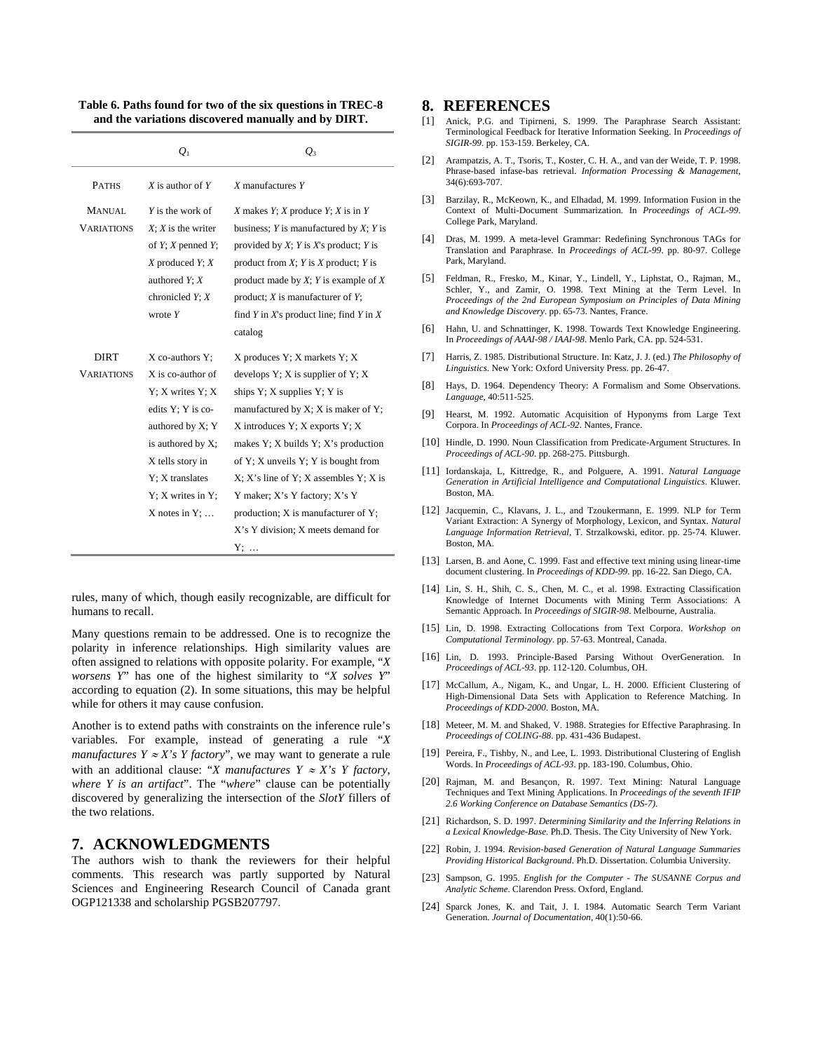**Table 6. Paths found for two of the six questions in TREC-8 and the variations discovered manually and by DIRT.**

| | $Q_1$ | $Q_3$ |
|---|---|---|
| PATHS | *X* is author of *Y* | *X* manufactures *Y* |
| MANUAL VARIATIONS | *Y* is the work of *X*; *X* is the writer of *Y*; *X* penned *Y*; *X* produced *Y*; *X* authored *Y*; *X* chronicled *Y*; *X* wrote *Y* | *X* makes *Y*; *X* produce *Y*; *X* is in *Y* business; *Y* is manufactured by *X*; *Y* is provided by *X*; *Y* is *X*'s product; *Y* is product from *X*; *Y* is *X* product; *Y* is product made by *X*; *Y* is example of *X* product; *X* is manufacturer of *Y*; find *Y* in *X*'s product line; find *Y* in *X* catalog |
| DIRT VARIATIONS | X co-authors Y; X is co-author of Y; X writes Y; X edits Y; Y is co-authored by X; Y is authored by X; X tells story in Y; X translates Y; X writes in Y; X notes in Y; … | X produces Y; X markets Y; X develops Y; X is supplier of Y; X ships Y; X supplies Y; Y is manufactured by X; X is maker of Y; X introduces Y; X exports Y; X makes Y; X builds Y; X's production of Y; X unveils Y; Y is bought from X; X's line of Y; X assembles Y; X is Y maker; X's Y factory; X's Y production; X is manufacturer of Y; X's Y division; X meets demand for Y; … |

rules, many of which, though easily recognizable, are difficult for humans to recall.

Many questions remain to be addressed. One is to recognize the polarity in inference relationships. High similarity values are often assigned to relations with opposite polarity. For example, "*X worsens Y*" has one of the highest similarity to "*X solves Y*" according to equation (2). In some situations, this may be helpful while for others it may cause confusion.

Another is to extend paths with constraints on the inference rule's variables. For example, instead of generating a rule "*X manufactures Y* $\approx$ *X's Y factory*", we may want to generate a rule with an additional clause: "*X manufactures Y* $\approx$ *X's Y factory, where Y is an artifact*". The "*where*" clause can be potentially discovered by generalizing the intersection of the *SlotY* fillers of the two relations.

## 7. ACKNOWLEDGMENTS

The authors wish to thank the reviewers for their helpful comments. This research was partly supported by Natural Sciences and Engineering Research Council of Canada grant OGP121338 and scholarship PGSB207797.

## 8. REFERENCES

[1] Anick, P.G. and Tipirneni, S. 1999. The Paraphrase Search Assistant: Terminological Feedback for Iterative Information Seeking. In *Proceedings of SIGIR-99*. pp. 153-159. Berkeley, CA.

[2] Arampatzis, A. T., Tsoris, T., Koster, C. H. A., and van der Weide, T. P. 1998. Phrase-based infase-bas retrieval. *Information Processing & Management*, 34(6):693-707.

[3] Barzilay, R., McKeown, K., and Elhadad, M. 1999. Information Fusion in the Context of Multi-Document Summarization. In *Proceedings of ACL-99*. College Park, Maryland.

[4] Dras, M. 1999. A meta-level Grammar: Redefining Synchronous TAGs for Translation and Paraphrase. In *Proceedings of ACL-99*. pp. 80-97. College Park, Maryland.

[5] Feldman, R., Fresko, M., Kinar, Y., Lindell, Y., Liphstat, O., Rajman, M., Schler, Y., and Zamir, O. 1998. Text Mining at the Term Level. In *Proceedings of the 2nd European Symposium on Principles of Data Mining and Knowledge Discovery*. pp. 65-73. Nantes, France.

[6] Hahn, U. and Schnattinger, K. 1998. Towards Text Knowledge Engineering. In *Proceedings of AAAI-98 / IAAI-98*. Menlo Park, CA. pp. 524-531.

[7] Harris, Z. 1985. Distributional Structure. In: Katz, J. J. (ed.) *The Philosophy of Linguistics*. New York: Oxford University Press. pp. 26-47.

[8] Hays, D. 1964. Dependency Theory: A Formalism and Some Observations. *Language*, 40:511-525.

[9] Hearst, M. 1992. Automatic Acquisition of Hyponyms from Large Text Corpora. In *Proceedings of ACL-92*. Nantes, France.

[10] Hindle, D. 1990. Noun Classification from Predicate-Argument Structures. In *Proceedings of ACL-90*. pp. 268-275. Pittsburgh.

[11] Iordanskaja, L, Kittredge, R., and Polguere, A. 1991. *Natural Language Generation in Artificial Intelligence and Computational Linguistics*. Kluwer. Boston, MA.

[12] Jacquemin, C., Klavans, J. L., and Tzoukermann, E. 1999. NLP for Term Variant Extraction: A Synergy of Morphology, Lexicon, and Syntax. *Natural Language Information Retrieval*, T. Strzalkowski, editor. pp. 25-74. Kluwer. Boston, MA.

[13] Larsen, B. and Aone, C. 1999. Fast and effective text mining using linear-time document clustering. In *Proceedings of KDD-99*. pp. 16-22. San Diego, CA.

[14] Lin, S. H., Shih, C. S., Chen, M. C., et al. 1998. Extracting Classification Knowledge of Internet Documents with Mining Term Associations: A Semantic Approach. In *Proceedings of SIGIR-98*. Melbourne, Australia.

[15] Lin, D. 1998. Extracting Collocations from Text Corpora. *Workshop on Computational Terminology*. pp. 57-63. Montreal, Canada.

[16] Lin, D. 1993. Principle-Based Parsing Without OverGeneration. In *Proceedings of ACL-93*. pp. 112-120. Columbus, OH.

[17] McCallum, A., Nigam, K., and Ungar, L. H. 2000. Efficient Clustering of High-Dimensional Data Sets with Application to Reference Matching. In *Proceedings of KDD-2000*. Boston, MA.

[18] Meteer, M. M. and Shaked, V. 1988. Strategies for Effective Paraphrasing. In *Proceedings of COLING-88*. pp. 431-436 Budapest.

[19] Pereira, F., Tishby, N., and Lee, L. 1993. Distributional Clustering of English Words. In *Proceedings of ACL-93*. pp. 183-190. Columbus, Ohio.

[20] Rajman, M. and Besançon, R. 1997. Text Mining: Natural Language Techniques and Text Mining Applications. In *Proceedings of the seventh IFIP 2.6 Working Conference on Database Semantics (DS-7)*.

[21] Richardson, S. D. 1997. *Determining Similarity and the Inferring Relations in a Lexical Knowledge-Base*. Ph.D. Thesis. The City University of New York.

[22] Robin, J. 1994. *Revision-based Generation of Natural Language Summaries Providing Historical Background*. Ph.D. Dissertation. Columbia University.

[23] Sampson, G. 1995. *English for the Computer - The SUSANNE Corpus and Analytic Scheme*. Clarendon Press. Oxford, England.

[24] Sparck Jones, K. and Tait, J. I. 1984. Automatic Search Term Variant Generation. *Journal of Documentation*, 40(1):50-66.